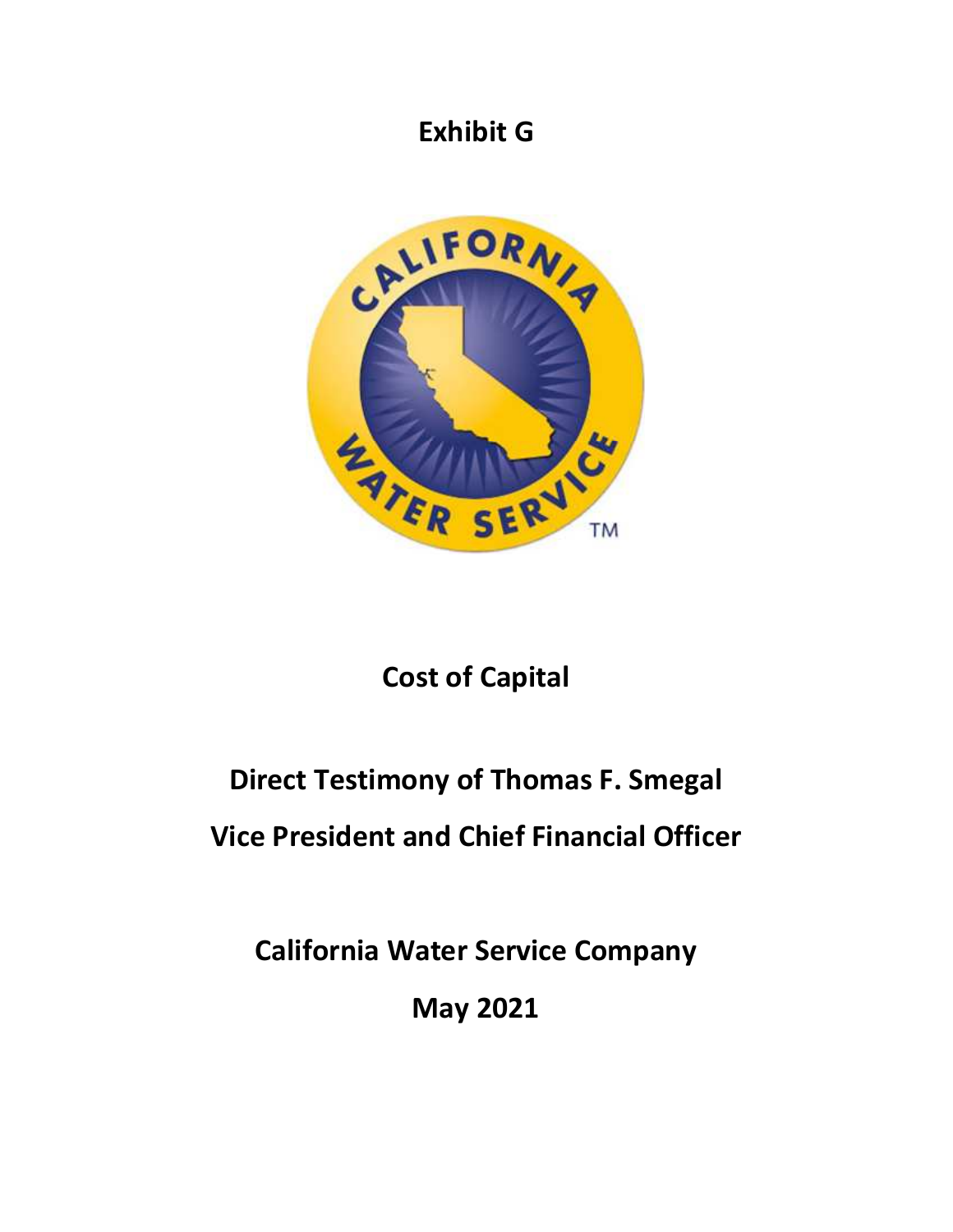# Exhibit G

# Cost of Capital

## Direct Testimony of Thomas F. Smegal

## Vice President and Chief Financial Officer

## California Water Service Company

## May 2021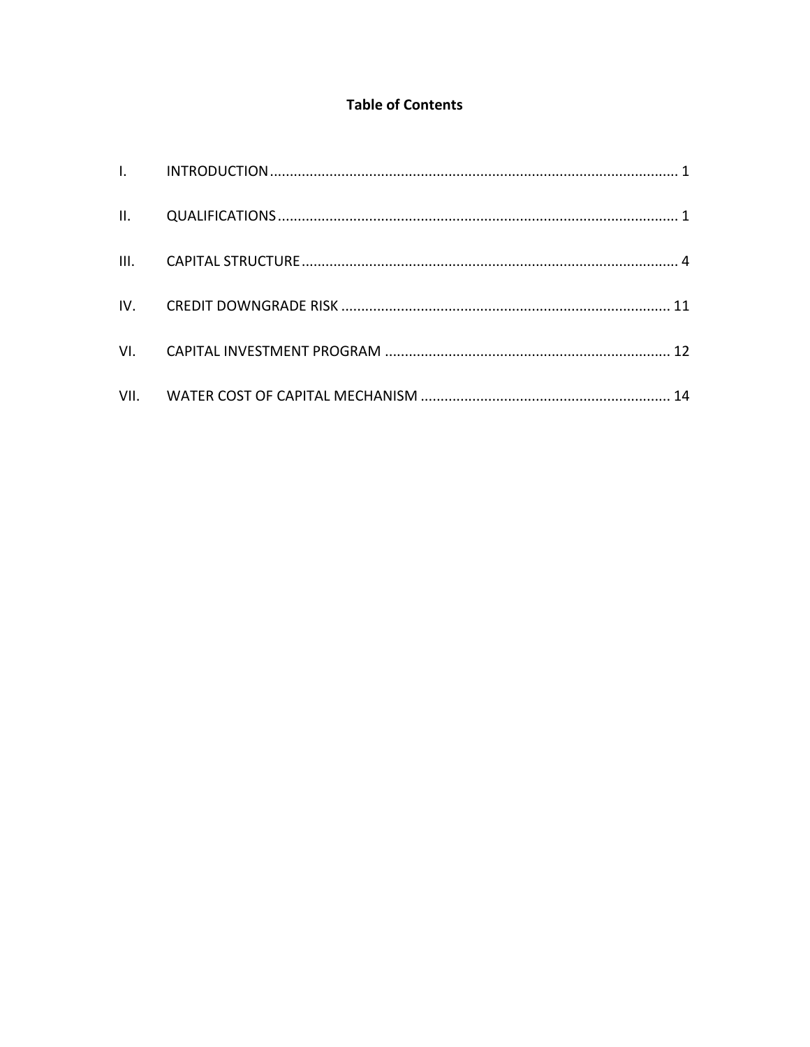**Table of Contents**

| | | |
|---|---|---|
| I. | INTRODUCTION | 1 |
| II. | QUALIFICATIONS | 1 |
| III. | CAPITAL STRUCTURE | 4 |
| IV. | CREDIT DOWNGRADE RISK | 11 |
| VI. | CAPITAL INVESTMENT PROGRAM | 12 |
| VII. | WATER COST OF CAPITAL MECHANISM | 14 |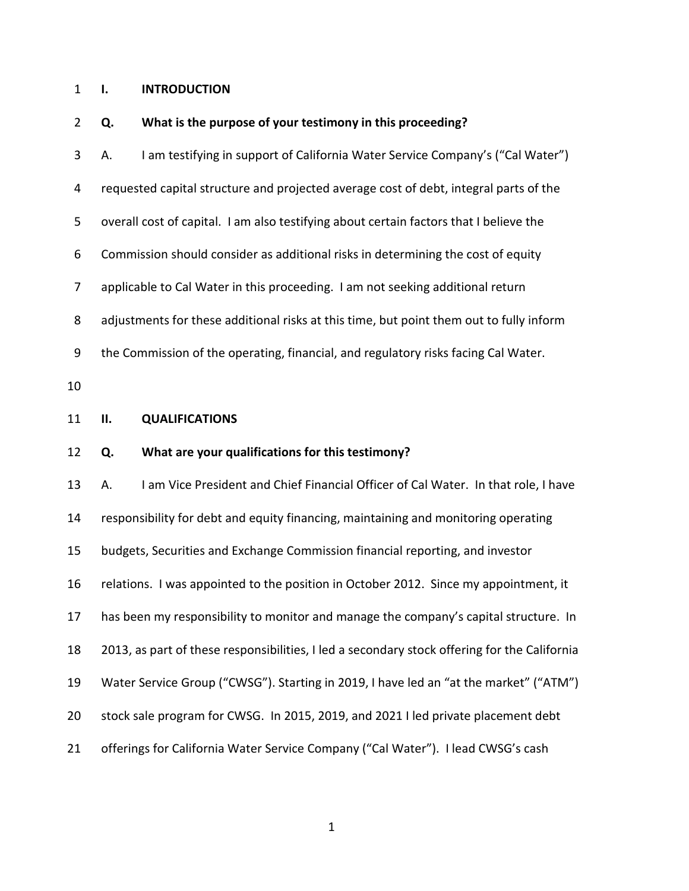## I. INTRODUCTION

**Q. What is the purpose of your testimony in this proceeding?**

A. I am testifying in support of California Water Service Company's ("Cal Water") requested capital structure and projected average cost of debt, integral parts of the overall cost of capital. I am also testifying about certain factors that I believe the Commission should consider as additional risks in determining the cost of equity applicable to Cal Water in this proceeding. I am not seeking additional return adjustments for these additional risks at this time, but point them out to fully inform the Commission of the operating, financial, and regulatory risks facing Cal Water.

## II. QUALIFICATIONS

**Q. What are your qualifications for this testimony?**

A. I am Vice President and Chief Financial Officer of Cal Water. In that role, I have responsibility for debt and equity financing, maintaining and monitoring operating budgets, Securities and Exchange Commission financial reporting, and investor relations. I was appointed to the position in October 2012. Since my appointment, it has been my responsibility to monitor and manage the company's capital structure. In 2013, as part of these responsibilities, I led a secondary stock offering for the California Water Service Group ("CWSG"). Starting in 2019, I have led an "at the market" ("ATM") stock sale program for CWSG. In 2015, 2019, and 2021 I led private placement debt offerings for California Water Service Company ("Cal Water"). I lead CWSG's cash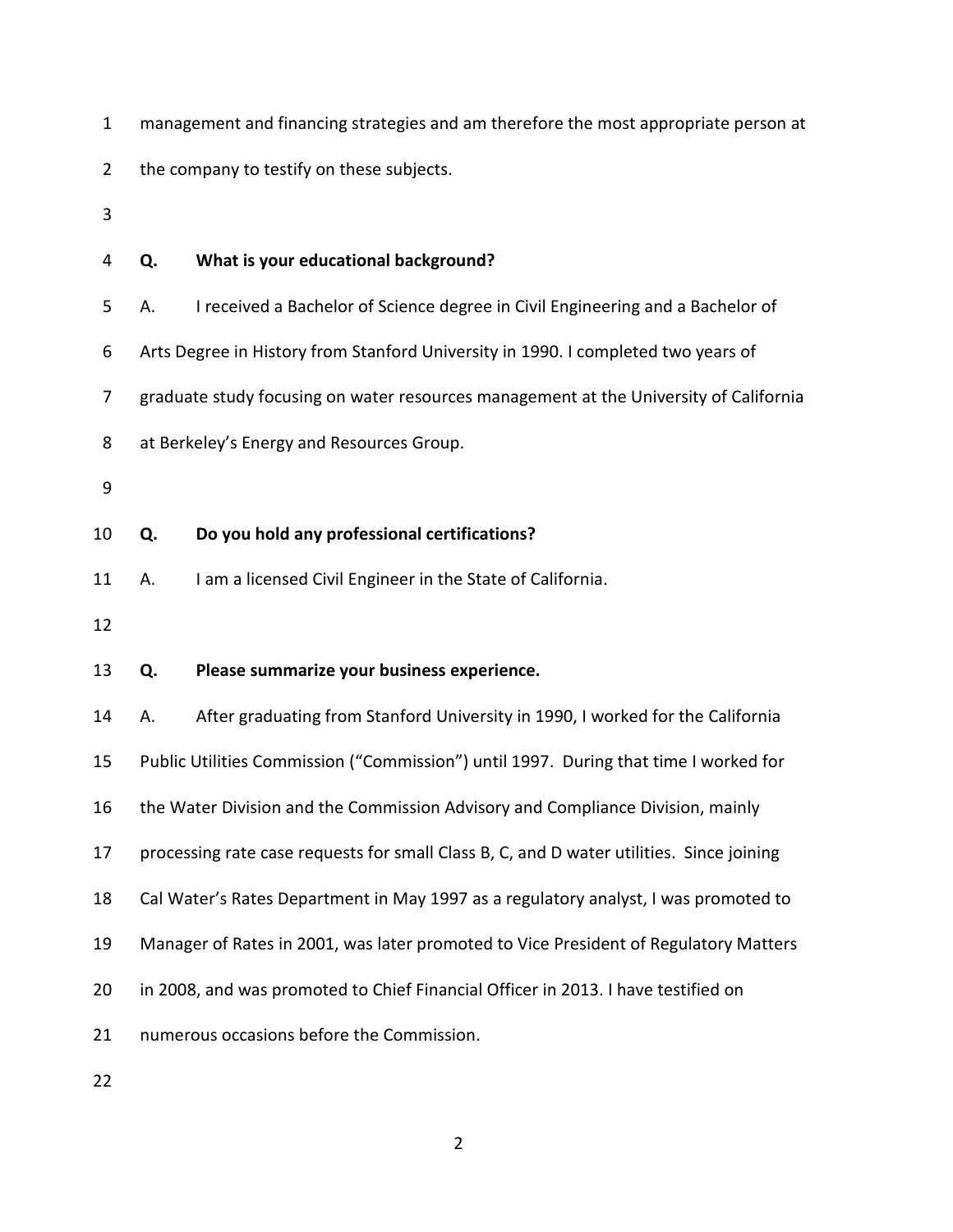management and financing strategies and am therefore the most appropriate person at the company to testify on these subjects.

**Q. What is your educational background?**

A. I received a Bachelor of Science degree in Civil Engineering and a Bachelor of Arts Degree in History from Stanford University in 1990. I completed two years of graduate study focusing on water resources management at the University of California at Berkeley's Energy and Resources Group.

**Q. Do you hold any professional certifications?**

A. I am a licensed Civil Engineer in the State of California.

**Q. Please summarize your business experience.**

A. After graduating from Stanford University in 1990, I worked for the California Public Utilities Commission ("Commission") until 1997. During that time I worked for the Water Division and the Commission Advisory and Compliance Division, mainly processing rate case requests for small Class B, C, and D water utilities. Since joining Cal Water's Rates Department in May 1997 as a regulatory analyst, I was promoted to Manager of Rates in 2001, was later promoted to Vice President of Regulatory Matters in 2008, and was promoted to Chief Financial Officer in 2013. I have testified on numerous occasions before the Commission.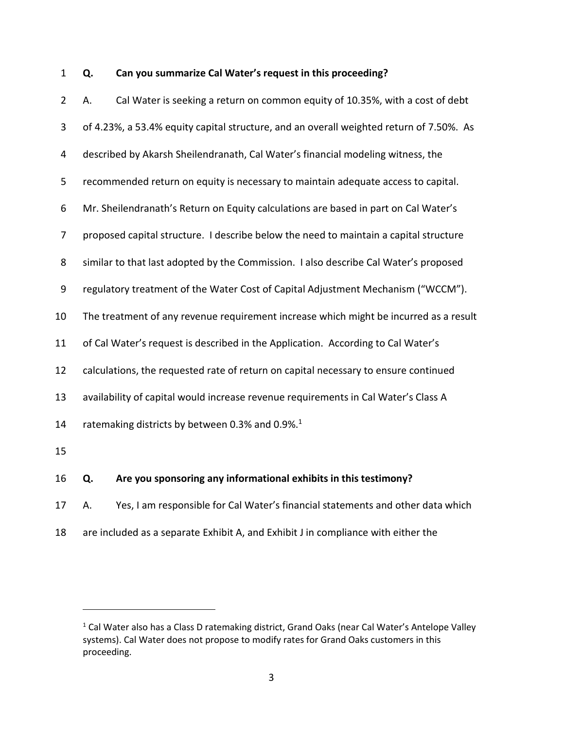**Q. Can you summarize Cal Water's request in this proceeding?**

A. Cal Water is seeking a return on common equity of 10.35%, with a cost of debt of 4.23%, a 53.4% equity capital structure, and an overall weighted return of 7.50%. As described by Akarsh Sheilendranath, Cal Water's financial modeling witness, the recommended return on equity is necessary to maintain adequate access to capital. Mr. Sheilendranath's Return on Equity calculations are based in part on Cal Water's proposed capital structure. I describe below the need to maintain a capital structure similar to that last adopted by the Commission. I also describe Cal Water's proposed regulatory treatment of the Water Cost of Capital Adjustment Mechanism ("WCCM"). The treatment of any revenue requirement increase which might be incurred as a result of Cal Water's request is described in the Application. According to Cal Water's calculations, the requested rate of return on capital necessary to ensure continued availability of capital would increase revenue requirements in Cal Water's Class A ratemaking districts by between 0.3% and 0.9%.[1]

**Q. Are you sponsoring any informational exhibits in this testimony?**

A. Yes, I am responsible for Cal Water's financial statements and other data which are included as a separate Exhibit A, and Exhibit J in compliance with either the

---

[1] Cal Water also has a Class D ratemaking district, Grand Oaks (near Cal Water's Antelope Valley systems). Cal Water does not propose to modify rates for Grand Oaks customers in this proceeding.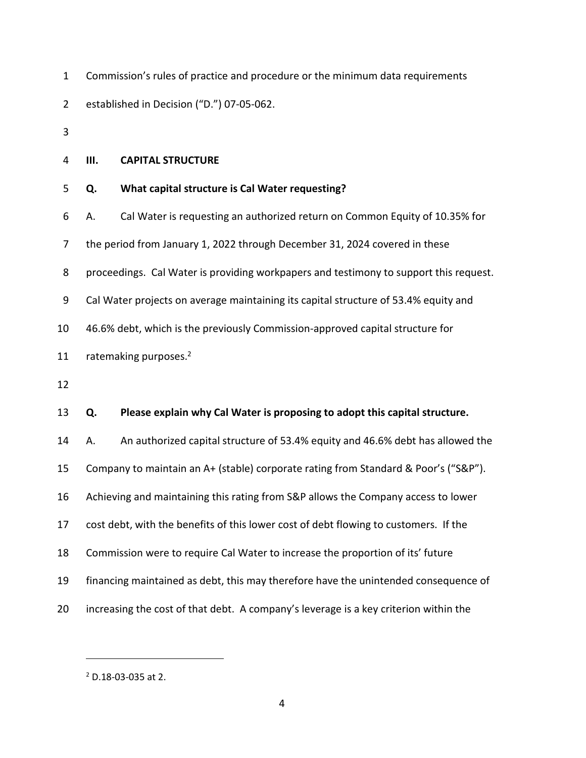Commission's rules of practice and procedure or the minimum data requirements established in Decision ("D.") 07-05-062.

## III. CAPITAL STRUCTURE

**Q. What capital structure is Cal Water requesting?**

A. Cal Water is requesting an authorized return on Common Equity of 10.35% for the period from January 1, 2022 through December 31, 2024 covered in these proceedings. Cal Water is providing workpapers and testimony to support this request. Cal Water projects on average maintaining its capital structure of 53.4% equity and 46.6% debt, which is the previously Commission-approved capital structure for ratemaking purposes.[2]

**Q. Please explain why Cal Water is proposing to adopt this capital structure.**

A. An authorized capital structure of 53.4% equity and 46.6% debt has allowed the Company to maintain an A+ (stable) corporate rating from Standard & Poor's ("S&P"). Achieving and maintaining this rating from S&P allows the Company access to lower cost debt, with the benefits of this lower cost of debt flowing to customers. If the Commission were to require Cal Water to increase the proportion of its' future financing maintained as debt, this may therefore have the unintended consequence of increasing the cost of that debt. A company's leverage is a key criterion within the

---

[2] D.18-03-035 at 2.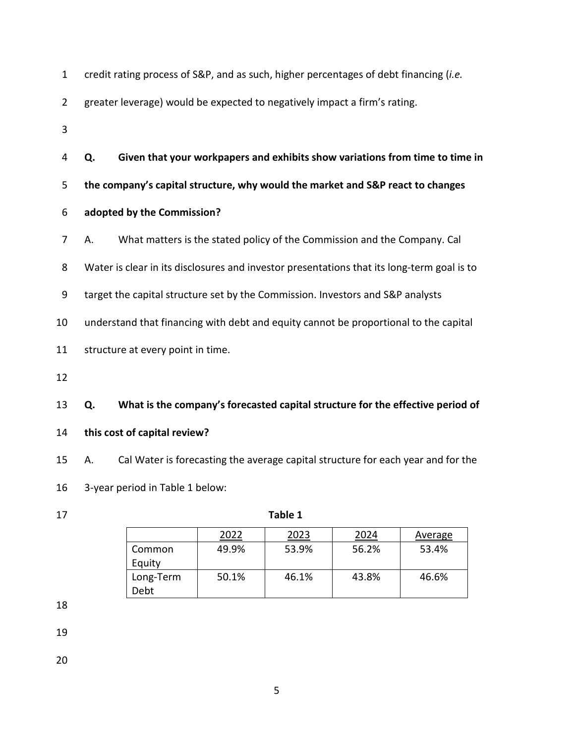credit rating process of S&P, and as such, higher percentages of debt financing (*i.e.* greater leverage) would be expected to negatively impact a firm's rating.

**Q. Given that your workpapers and exhibits show variations from time to time in the company's capital structure, why would the market and S&P react to changes adopted by the Commission?**

A. What matters is the stated policy of the Commission and the Company. Cal Water is clear in its disclosures and investor presentations that its long-term goal is to target the capital structure set by the Commission. Investors and S&P analysts understand that financing with debt and equity cannot be proportional to the capital structure at every point in time.

**Q. What is the company's forecasted capital structure for the effective period of this cost of capital review?**

A. Cal Water is forecasting the average capital structure for each year and for the 3-year period in Table 1 below:

**Table 1**

| | 2022 | 2023 | 2024 | Average |
|---|---|---|---|---|
| Common Equity | 49.9% | 53.9% | 56.2% | 53.4% |
| Long-Term Debt | 50.1% | 46.1% | 43.8% | 46.6% |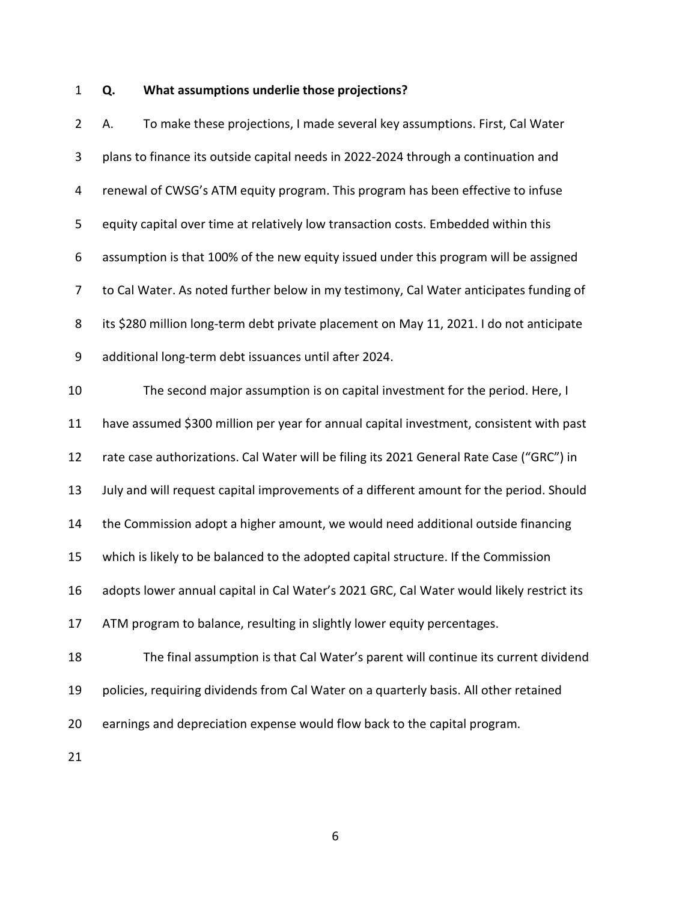**Q. What assumptions underlie those projections?**

A. To make these projections, I made several key assumptions. First, Cal Water plans to finance its outside capital needs in 2022-2024 through a continuation and renewal of CWSG's ATM equity program. This program has been effective to infuse equity capital over time at relatively low transaction costs. Embedded within this assumption is that 100% of the new equity issued under this program will be assigned to Cal Water. As noted further below in my testimony, Cal Water anticipates funding of its $280 million long-term debt private placement on May 11, 2021. I do not anticipate additional long-term debt issuances until after 2024.

The second major assumption is on capital investment for the period. Here, I have assumed $300 million per year for annual capital investment, consistent with past rate case authorizations. Cal Water will be filing its 2021 General Rate Case ("GRC") in July and will request capital improvements of a different amount for the period. Should the Commission adopt a higher amount, we would need additional outside financing which is likely to be balanced to the adopted capital structure. If the Commission adopts lower annual capital in Cal Water's 2021 GRC, Cal Water would likely restrict its ATM program to balance, resulting in slightly lower equity percentages.

The final assumption is that Cal Water's parent will continue its current dividend policies, requiring dividends from Cal Water on a quarterly basis. All other retained earnings and depreciation expense would flow back to the capital program.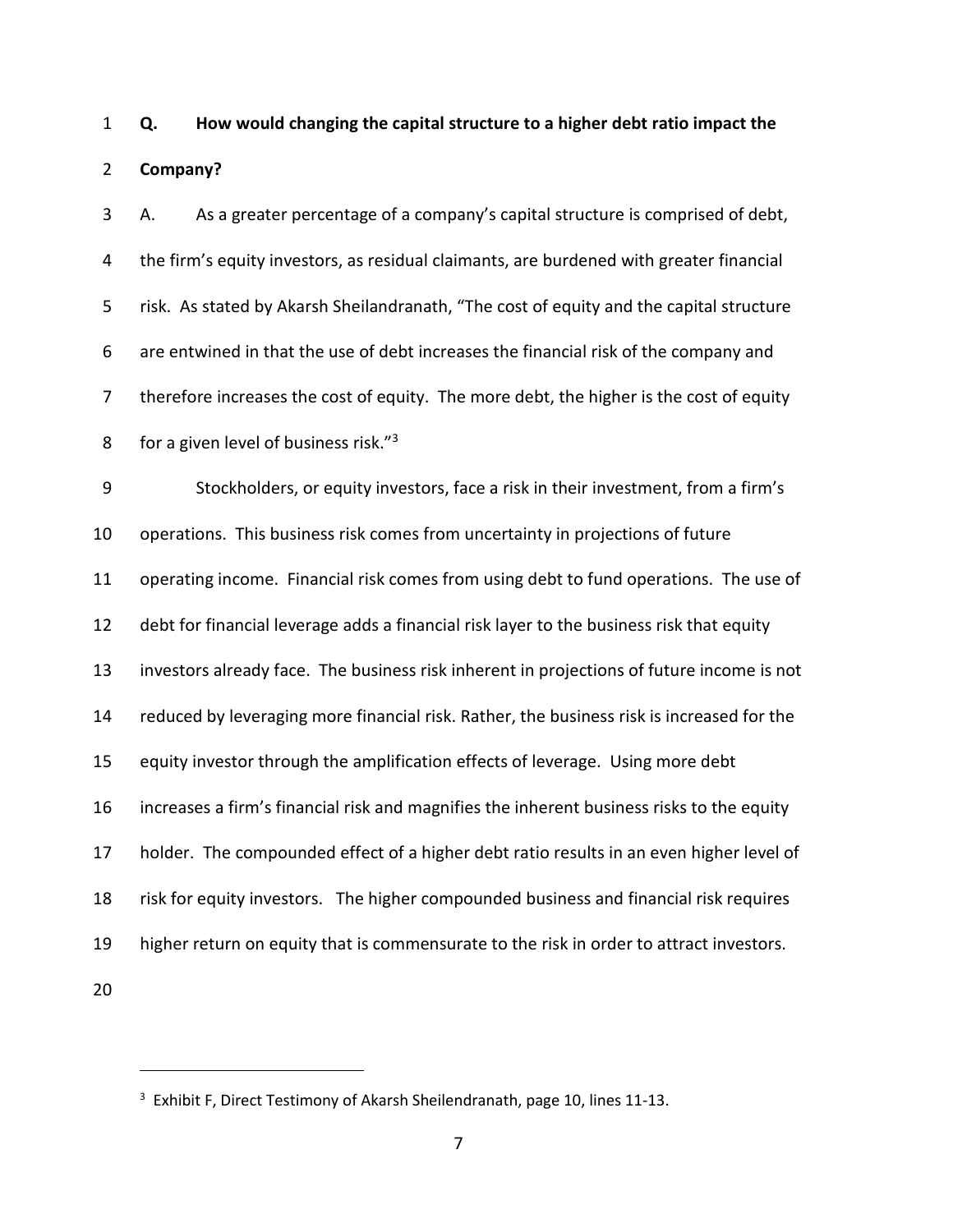**Q. How would changing the capital structure to a higher debt ratio impact the Company?**

A. As a greater percentage of a company's capital structure is comprised of debt, the firm's equity investors, as residual claimants, are burdened with greater financial risk. As stated by Akarsh Sheilandranath, "The cost of equity and the capital structure are entwined in that the use of debt increases the financial risk of the company and therefore increases the cost of equity. The more debt, the higher is the cost of equity for a given level of business risk."[3]

Stockholders, or equity investors, face a risk in their investment, from a firm's operations. This business risk comes from uncertainty in projections of future operating income. Financial risk comes from using debt to fund operations. The use of debt for financial leverage adds a financial risk layer to the business risk that equity investors already face. The business risk inherent in projections of future income is not reduced by leveraging more financial risk. Rather, the business risk is increased for the equity investor through the amplification effects of leverage. Using more debt increases a firm's financial risk and magnifies the inherent business risks to the equity holder. The compounded effect of a higher debt ratio results in an even higher level of risk for equity investors. The higher compounded business and financial risk requires higher return on equity that is commensurate to the risk in order to attract investors.

---

[3] Exhibit F, Direct Testimony of Akarsh Sheilendranath, page 10, lines 11-13.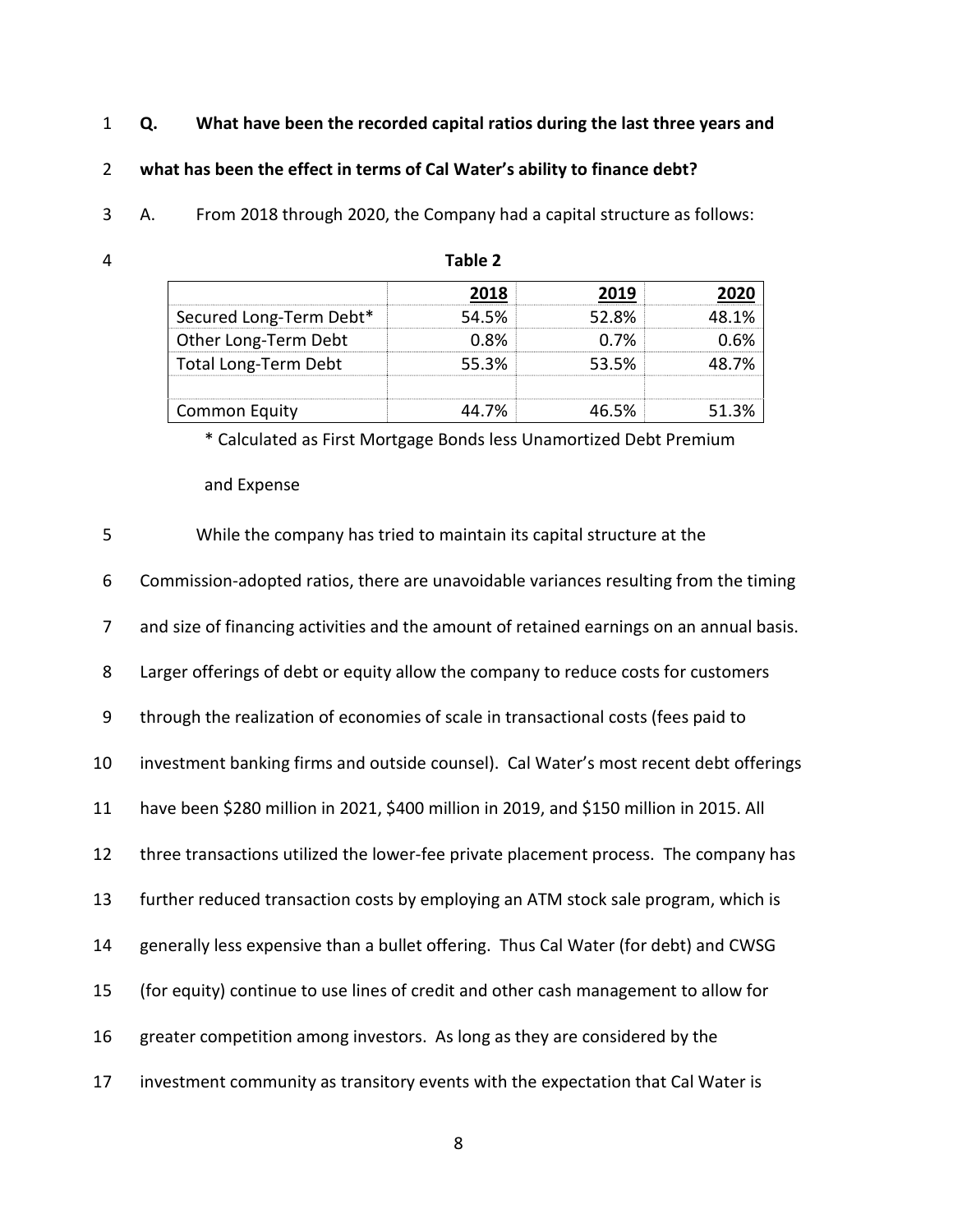**Q. What have been the recorded capital ratios during the last three years and what has been the effect in terms of Cal Water's ability to finance debt?**

A. From 2018 through 2020, the Company had a capital structure as follows:

**Table 2**

| | 2018 | 2019 | 2020 |
|---|---|---|---|
| Secured Long-Term Debt* | 54.5% | 52.8% | 48.1% |
| Other Long-Term Debt | 0.8% | 0.7% | 0.6% |
| Total Long-Term Debt | 55.3% | 53.5% | 48.7% |
| | | | |
| Common Equity | 44.7% | 46.5% | 51.3% |

* Calculated as First Mortgage Bonds less Unamortized Debt Premium and Expense

While the company has tried to maintain its capital structure at the Commission-adopted ratios, there are unavoidable variances resulting from the timing and size of financing activities and the amount of retained earnings on an annual basis. Larger offerings of debt or equity allow the company to reduce costs for customers through the realization of economies of scale in transactional costs (fees paid to investment banking firms and outside counsel). Cal Water's most recent debt offerings have been $280 million in 2021, $400 million in 2019, and $150 million in 2015. All three transactions utilized the lower-fee private placement process. The company has further reduced transaction costs by employing an ATM stock sale program, which is generally less expensive than a bullet offering. Thus Cal Water (for debt) and CWSG (for equity) continue to use lines of credit and other cash management to allow for greater competition among investors. As long as they are considered by the investment community as transitory events with the expectation that Cal Water is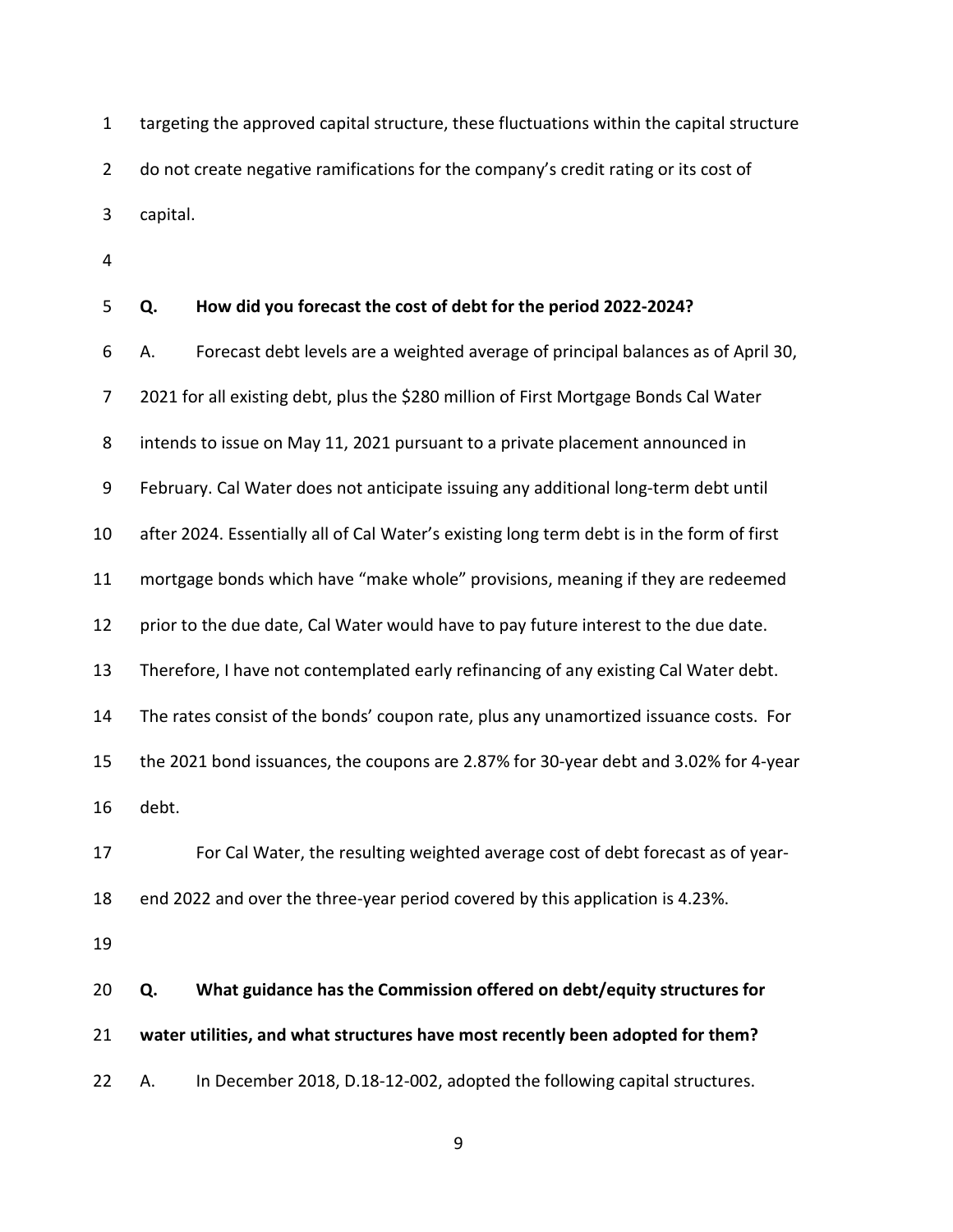targeting the approved capital structure, these fluctuations within the capital structure do not create negative ramifications for the company's credit rating or its cost of capital.

**Q. How did you forecast the cost of debt for the period 2022-2024?**

A. Forecast debt levels are a weighted average of principal balances as of April 30, 2021 for all existing debt, plus the $280 million of First Mortgage Bonds Cal Water intends to issue on May 11, 2021 pursuant to a private placement announced in February. Cal Water does not anticipate issuing any additional long-term debt until after 2024. Essentially all of Cal Water's existing long term debt is in the form of first mortgage bonds which have "make whole" provisions, meaning if they are redeemed prior to the due date, Cal Water would have to pay future interest to the due date. Therefore, I have not contemplated early refinancing of any existing Cal Water debt. The rates consist of the bonds' coupon rate, plus any unamortized issuance costs. For the 2021 bond issuances, the coupons are 2.87% for 30-year debt and 3.02% for 4-year debt.

For Cal Water, the resulting weighted average cost of debt forecast as of year-end 2022 and over the three-year period covered by this application is 4.23%.

**Q. What guidance has the Commission offered on debt/equity structures for water utilities, and what structures have most recently been adopted for them?**

A. In December 2018, D.18-12-002, adopted the following capital structures.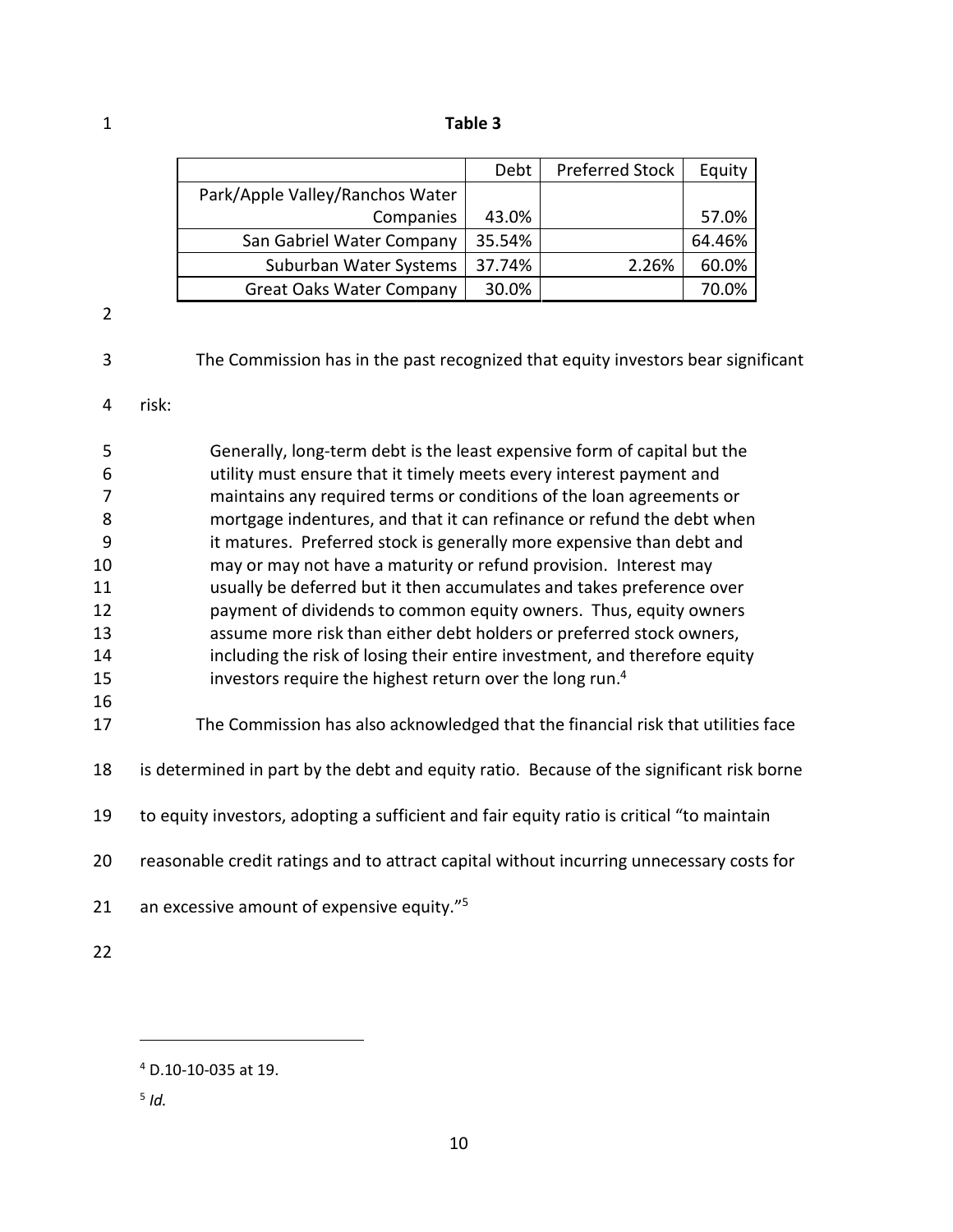**Table 3**

| | Debt | Preferred Stock | Equity |
|---|---|---|---|
| Park/Apple Valley/Ranchos Water Companies | 43.0% | | 57.0% |
| San Gabriel Water Company | 35.54% | | 64.46% |
| Suburban Water Systems | 37.74% | 2.26% | 60.0% |
| Great Oaks Water Company | 30.0% | | 70.0% |

The Commission has in the past recognized that equity investors bear significant risk:

> Generally, long-term debt is the least expensive form of capital but the utility must ensure that it timely meets every interest payment and maintains any required terms or conditions of the loan agreements or mortgage indentures, and that it can refinance or refund the debt when it matures. Preferred stock is generally more expensive than debt and may or may not have a maturity or refund provision. Interest may usually be deferred but it then accumulates and takes preference over payment of dividends to common equity owners. Thus, equity owners assume more risk than either debt holders or preferred stock owners, including the risk of losing their entire investment, and therefore equity investors require the highest return over the long run.[4]

The Commission has also acknowledged that the financial risk that utilities face is determined in part by the debt and equity ratio. Because of the significant risk borne to equity investors, adopting a sufficient and fair equity ratio is critical "to maintain reasonable credit ratings and to attract capital without incurring unnecessary costs for an excessive amount of expensive equity."[5]

---

[4] D.10-10-035 at 19.

[5] *Id.*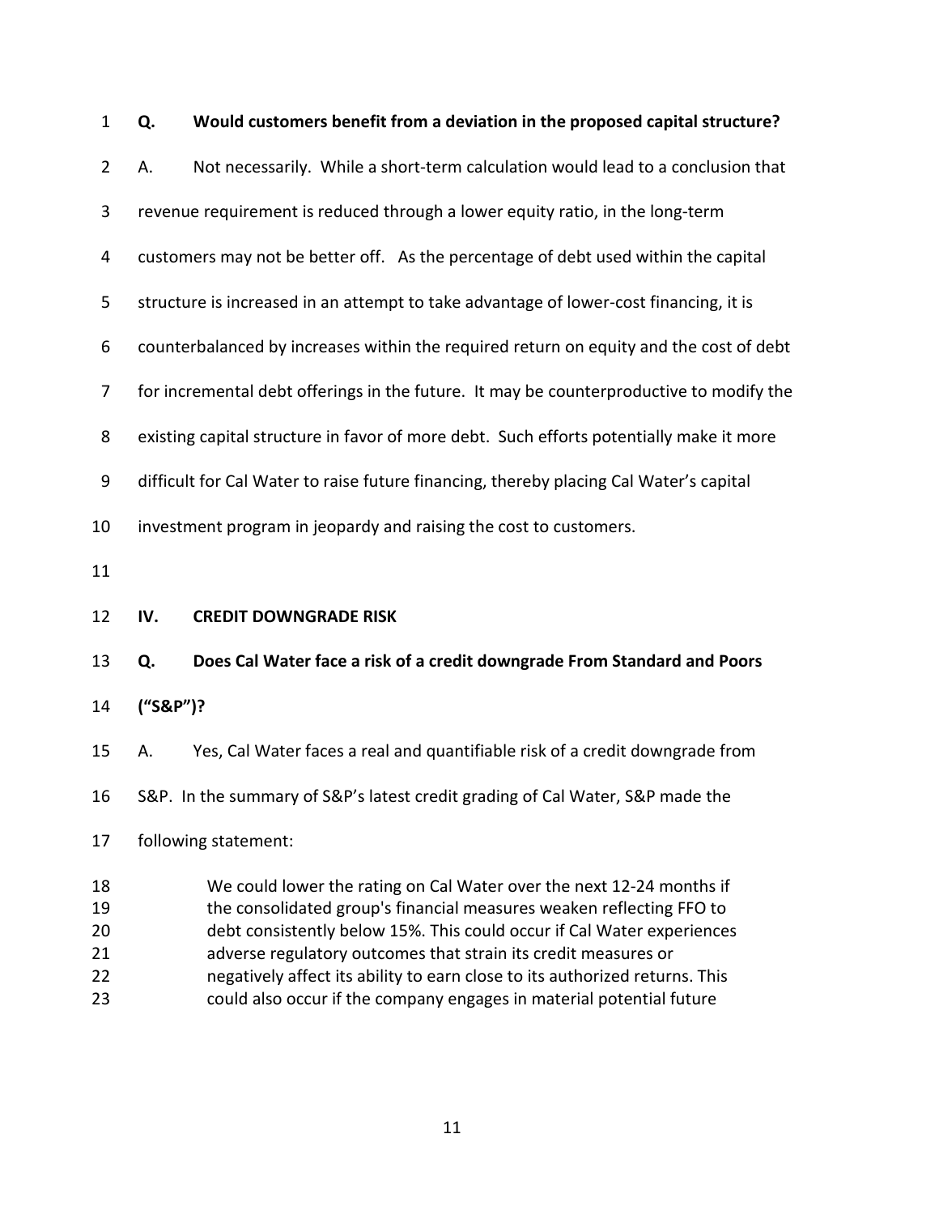**Q. Would customers benefit from a deviation in the proposed capital structure?**

A. Not necessarily. While a short-term calculation would lead to a conclusion that revenue requirement is reduced through a lower equity ratio, in the long-term customers may not be better off. As the percentage of debt used within the capital structure is increased in an attempt to take advantage of lower-cost financing, it is counterbalanced by increases within the required return on equity and the cost of debt for incremental debt offerings in the future. It may be counterproductive to modify the existing capital structure in favor of more debt. Such efforts potentially make it more difficult for Cal Water to raise future financing, thereby placing Cal Water's capital investment program in jeopardy and raising the cost to customers.

## IV. CREDIT DOWNGRADE RISK

**Q. Does Cal Water face a risk of a credit downgrade From Standard and Poors ("S&P")?**

A. Yes, Cal Water faces a real and quantifiable risk of a credit downgrade from S&P. In the summary of S&P's latest credit grading of Cal Water, S&P made the following statement:

> We could lower the rating on Cal Water over the next 12-24 months if the consolidated group's financial measures weaken reflecting FFO to debt consistently below 15%. This could occur if Cal Water experiences adverse regulatory outcomes that strain its credit measures or negatively affect its ability to earn close to its authorized returns. This could also occur if the company engages in material potential future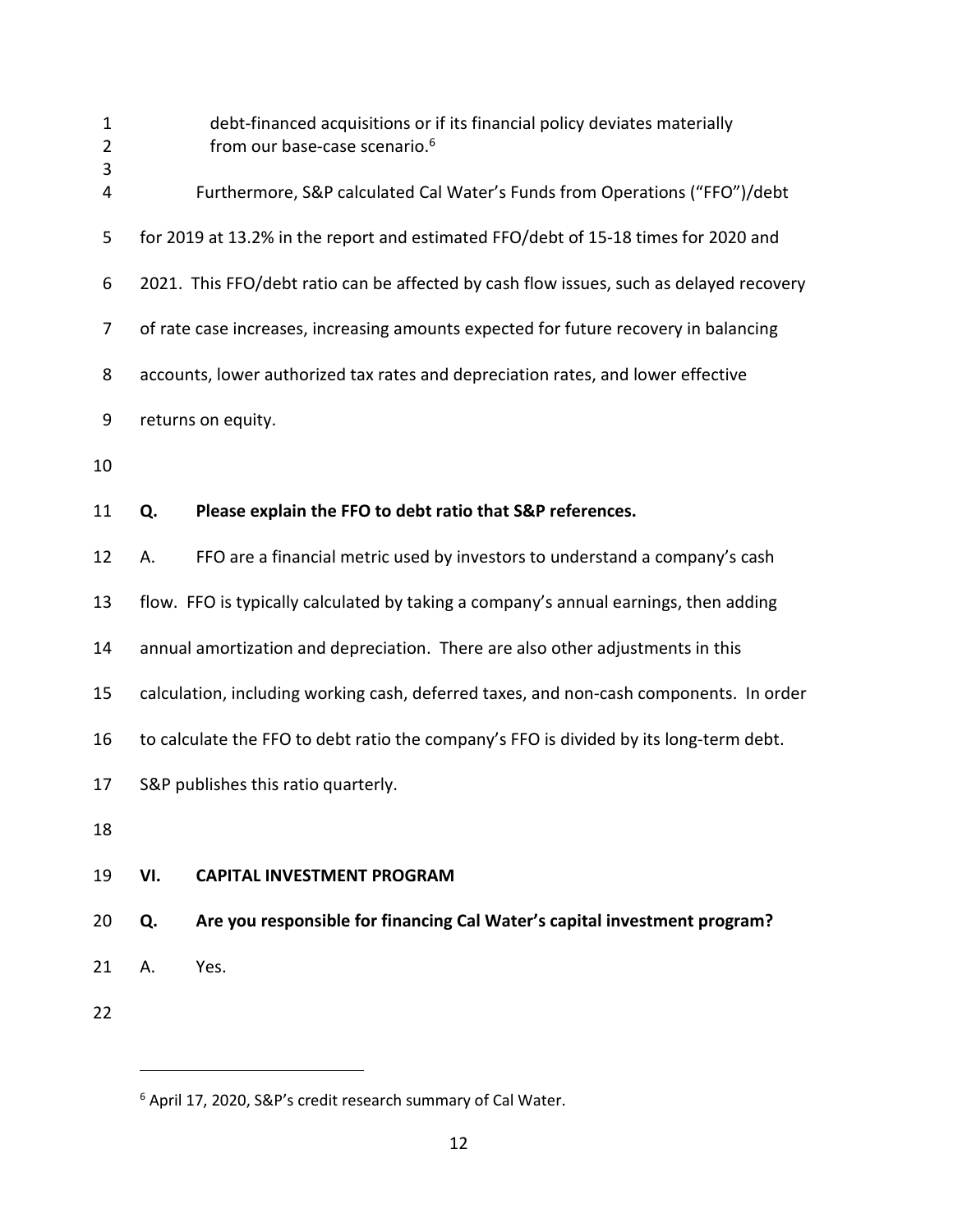debt-financed acquisitions or if its financial policy deviates materially from our base-case scenario.[6]

Furthermore, S&P calculated Cal Water's Funds from Operations ("FFO")/debt for 2019 at 13.2% in the report and estimated FFO/debt of 15-18 times for 2020 and 2021. This FFO/debt ratio can be affected by cash flow issues, such as delayed recovery of rate case increases, increasing amounts expected for future recovery in balancing accounts, lower authorized tax rates and depreciation rates, and lower effective returns on equity.

**Q. Please explain the FFO to debt ratio that S&P references.**

A. FFO are a financial metric used by investors to understand a company's cash flow. FFO is typically calculated by taking a company's annual earnings, then adding annual amortization and depreciation. There are also other adjustments in this calculation, including working cash, deferred taxes, and non-cash components. In order to calculate the FFO to debt ratio the company's FFO is divided by its long-term debt. S&P publishes this ratio quarterly.

## VI. CAPITAL INVESTMENT PROGRAM

**Q. Are you responsible for financing Cal Water's capital investment program?**

A. Yes.

---

[6] April 17, 2020, S&P's credit research summary of Cal Water.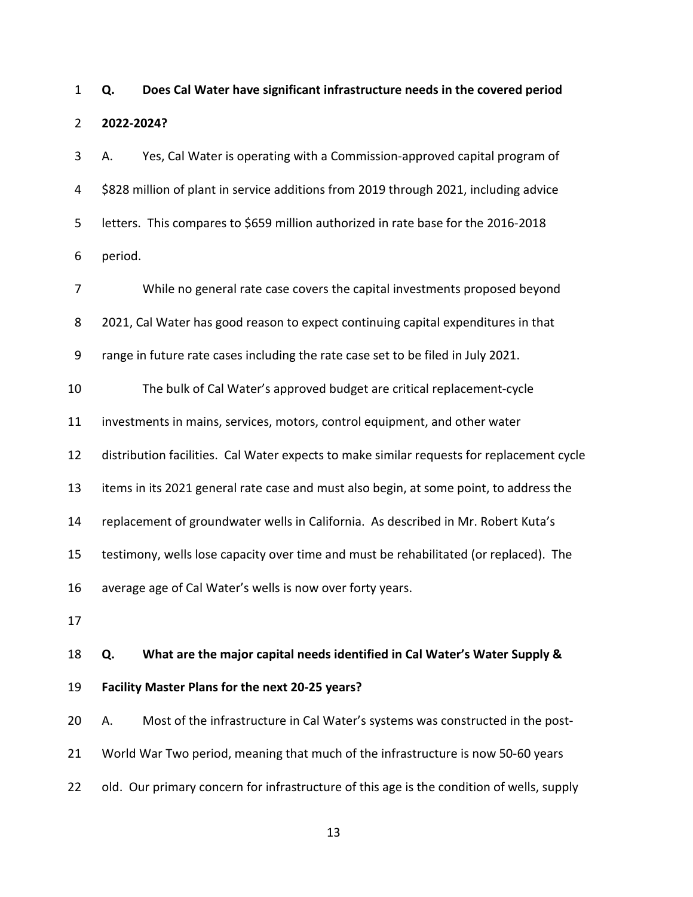**Q. Does Cal Water have significant infrastructure needs in the covered period 2022-2024?**

A. Yes, Cal Water is operating with a Commission-approved capital program of $828 million of plant in service additions from 2019 through 2021, including advice letters. This compares to $659 million authorized in rate base for the 2016-2018 period.

While no general rate case covers the capital investments proposed beyond 2021, Cal Water has good reason to expect continuing capital expenditures in that range in future rate cases including the rate case set to be filed in July 2021.

The bulk of Cal Water's approved budget are critical replacement-cycle investments in mains, services, motors, control equipment, and other water distribution facilities. Cal Water expects to make similar requests for replacement cycle items in its 2021 general rate case and must also begin, at some point, to address the replacement of groundwater wells in California. As described in Mr. Robert Kuta's testimony, wells lose capacity over time and must be rehabilitated (or replaced). The average age of Cal Water's wells is now over forty years.

**Q. What are the major capital needs identified in Cal Water's Water Supply & Facility Master Plans for the next 20-25 years?**

A. Most of the infrastructure in Cal Water's systems was constructed in the post-World War Two period, meaning that much of the infrastructure is now 50-60 years old. Our primary concern for infrastructure of this age is the condition of wells, supply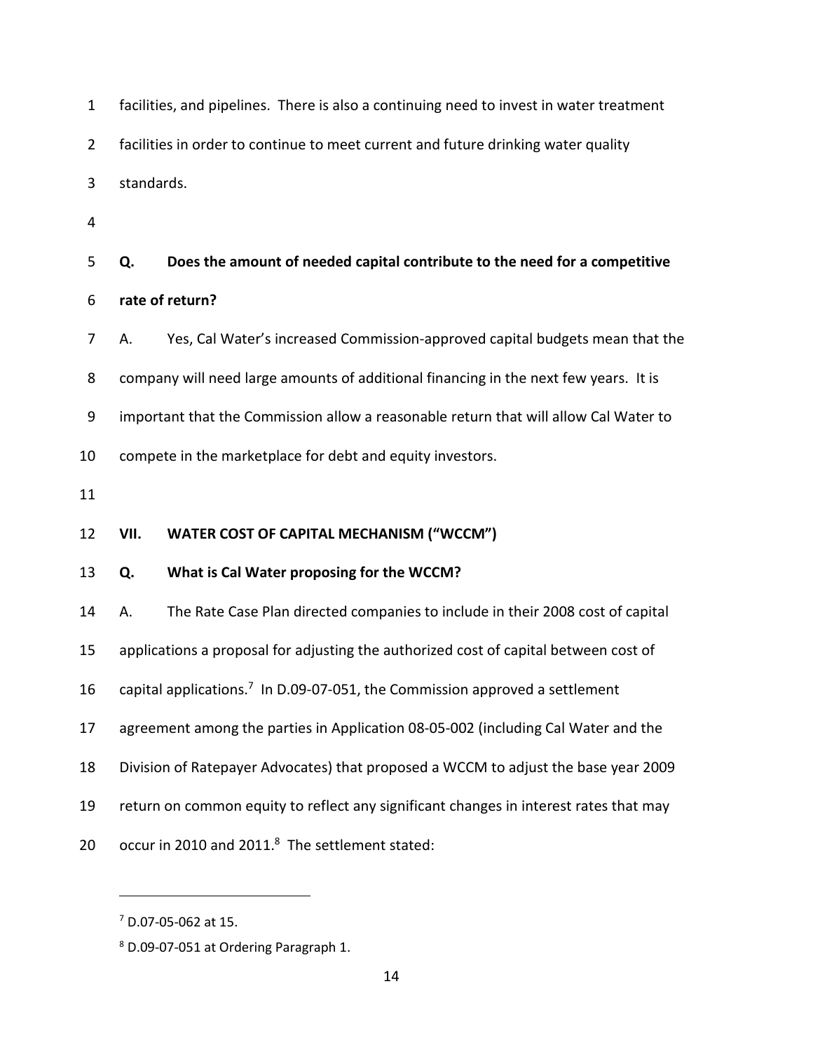facilities, and pipelines. There is also a continuing need to invest in water treatment facilities in order to continue to meet current and future drinking water quality standards.

**Q. Does the amount of needed capital contribute to the need for a competitive rate of return?**

A. Yes, Cal Water's increased Commission-approved capital budgets mean that the company will need large amounts of additional financing in the next few years. It is important that the Commission allow a reasonable return that will allow Cal Water to compete in the marketplace for debt and equity investors.

## VII. WATER COST OF CAPITAL MECHANISM ("WCCM")

**Q. What is Cal Water proposing for the WCCM?**

A. The Rate Case Plan directed companies to include in their 2008 cost of capital applications a proposal for adjusting the authorized cost of capital between cost of capital applications.[7] In D.09-07-051, the Commission approved a settlement agreement among the parties in Application 08-05-002 (including Cal Water and the Division of Ratepayer Advocates) that proposed a WCCM to adjust the base year 2009 return on common equity to reflect any significant changes in interest rates that may occur in 2010 and 2011.[8] The settlement stated:

---

[7] D.07-05-062 at 15.

[8] D.09-07-051 at Ordering Paragraph 1.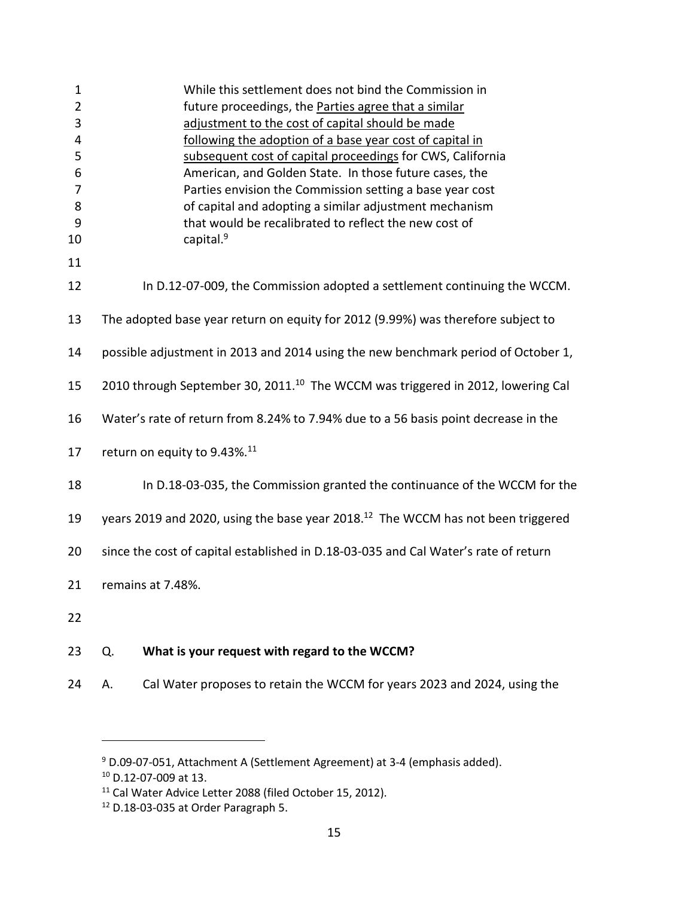> While this settlement does not bind the Commission in future proceedings, the <u>Parties agree that a similar adjustment to the cost of capital should be made following the adoption of a base year cost of capital in subsequent cost of capital proceedings</u> for CWS, California American, and Golden State. In those future cases, the Parties envision the Commission setting a base year cost of capital and adopting a similar adjustment mechanism that would be recalibrated to reflect the new cost of capital.[9]

In D.12-07-009, the Commission adopted a settlement continuing the WCCM. The adopted base year return on equity for 2012 (9.99%) was therefore subject to possible adjustment in 2013 and 2014 using the new benchmark period of October 1, 2010 through September 30, 2011.[10] The WCCM was triggered in 2012, lowering Cal Water's rate of return from 8.24% to 7.94% due to a 56 basis point decrease in the return on equity to 9.43%.[11]

In D.18-03-035, the Commission granted the continuance of the WCCM for the years 2019 and 2020, using the base year 2018.[12] The WCCM has not been triggered since the cost of capital established in D.18-03-035 and Cal Water's rate of return remains at 7.48%.

Q. **What is your request with regard to the WCCM?**

A. Cal Water proposes to retain the WCCM for years 2023 and 2024, using the

---

[9] D.09-07-051, Attachment A (Settlement Agreement) at 3-4 (emphasis added).

[10] D.12-07-009 at 13.

[11] Cal Water Advice Letter 2088 (filed October 15, 2012).

[12] D.18-03-035 at Order Paragraph 5.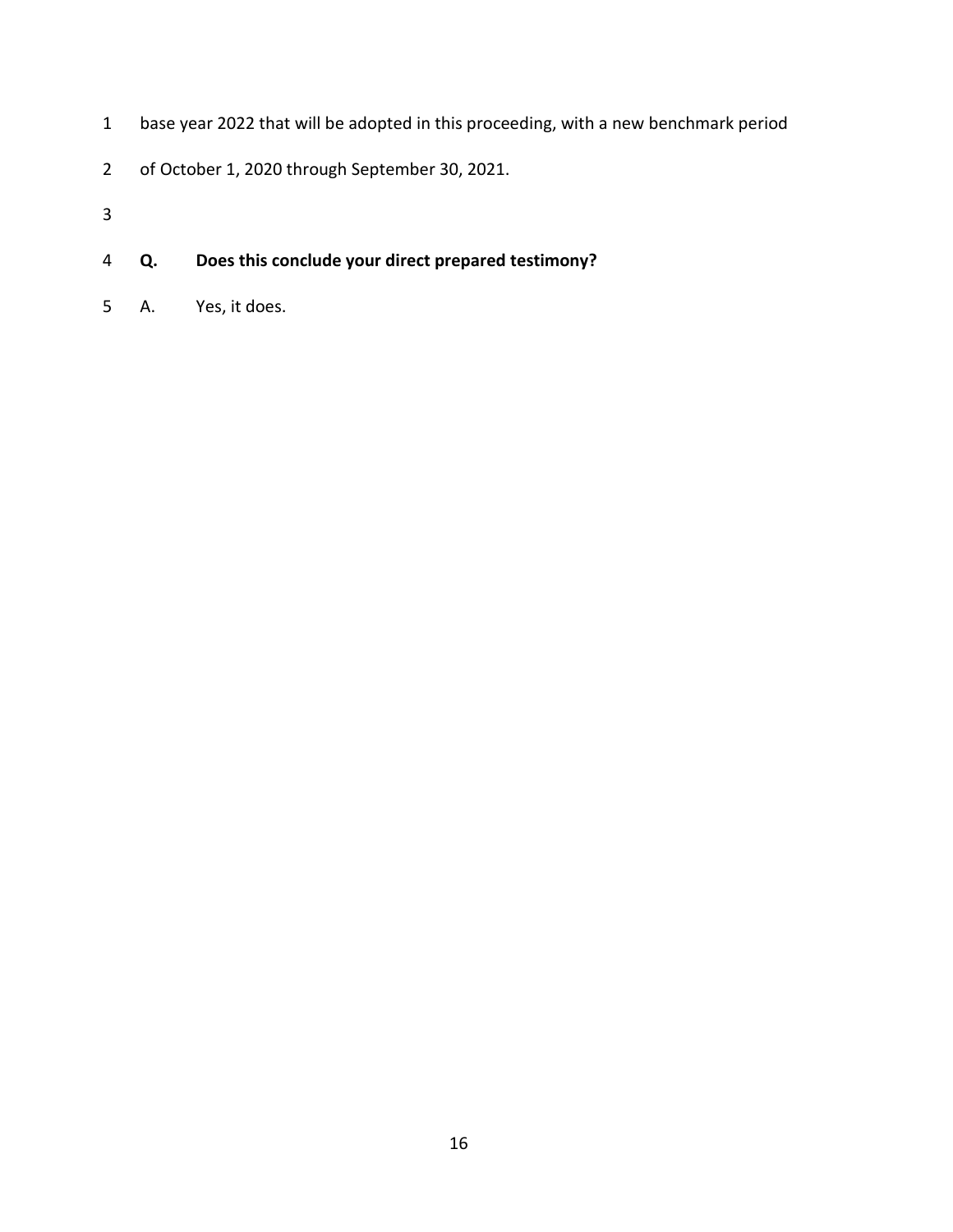base year 2022 that will be adopted in this proceeding, with a new benchmark period of October 1, 2020 through September 30, 2021.

**Q. Does this conclude your direct prepared testimony?**

A. Yes, it does.